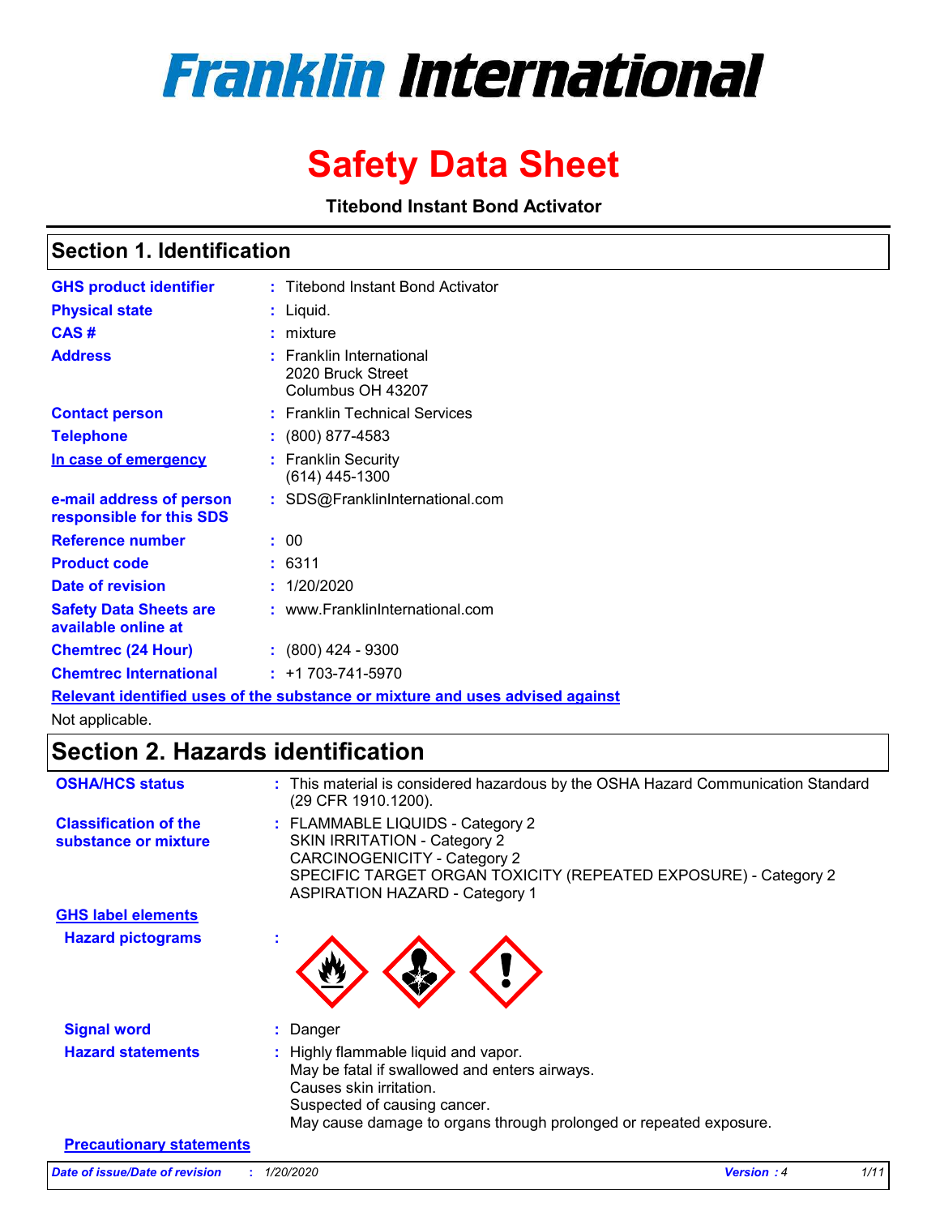# Franklin International

# Safety Data Sheet

**Titebond Instant Bond Activator**

## Section 1. Identification

| | | |
|---|---|---|
| **GHS product identifier** | : | Titebond Instant Bond Activator |
| **Physical state** | : | Liquid. |
| **CAS #** | : | mixture |
| **Address** | : | Franklin International<br>2020 Bruck Street<br>Columbus OH 43207 |
| **Contact person** | : | Franklin Technical Services |
| **Telephone** | : | (800) 877-4583 |
| **In case of emergency** | : | Franklin Security<br>(614) 445-1300 |
| **e-mail address of person responsible for this SDS** | : | SDS@FranklinInternational.com |
| **Reference number** | : | 00 |
| **Product code** | : | 6311 |
| **Date of revision** | : | 1/20/2020 |
| **Safety Data Sheets are available online at** | : | www.FranklinInternational.com |
| **Chemtrec (24 Hour)** | : | (800) 424 - 9300 |
| **Chemtrec International** | : | +1 703-741-5970 |

**Relevant identified uses of the substance or mixture and uses advised against**

Not applicable.

## Section 2. Hazards identification

| | | |
|---|---|---|
| **OSHA/HCS status** | : | This material is considered hazardous by the OSHA Hazard Communication Standard (29 CFR 1910.1200). |
| **Classification of the substance or mixture** | : | FLAMMABLE LIQUIDS - Category 2<br>SKIN IRRITATION - Category 2<br>CARCINOGENICITY - Category 2<br>SPECIFIC TARGET ORGAN TOXICITY (REPEATED EXPOSURE) - Category 2<br>ASPIRATION HAZARD - Category 1 |

**GHS label elements**

| | | |
|---|---|---|
| **Hazard pictograms** | : | |
| **Signal word** | : | Danger |
| **Hazard statements** | : | Highly flammable liquid and vapor.<br>May be fatal if swallowed and enters airways.<br>Causes skin irritation.<br>Suspected of causing cancer.<br>May cause damage to organs through prolonged or repeated exposure. |

**Precautionary statements**

*Date of issue/Date of revision : 1/20/2020 Version : 4*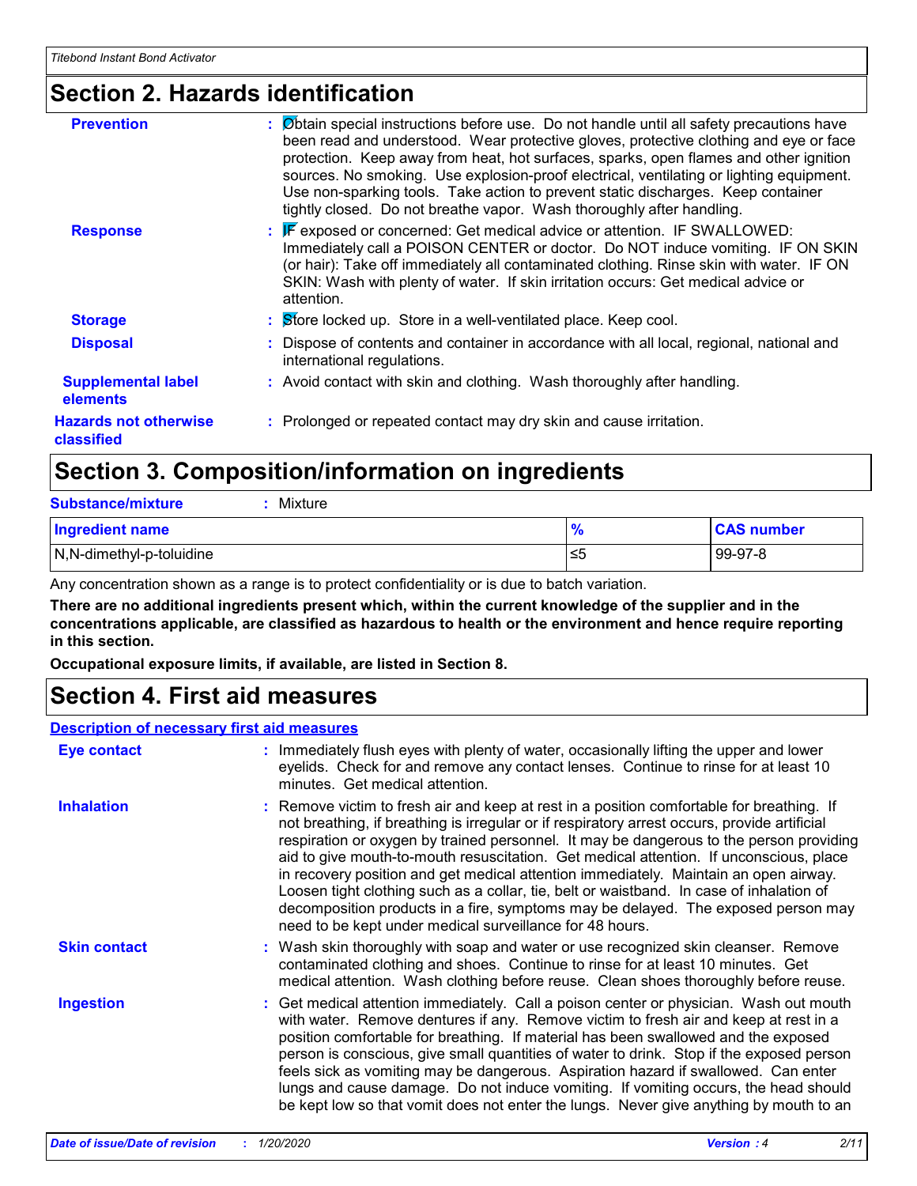## Section 2. Hazards identification

**Prevention** : Obtain special instructions before use. Do not handle until all safety precautions have been read and understood. Wear protective gloves, protective clothing and eye or face protection. Keep away from heat, hot surfaces, sparks, open flames and other ignition sources. No smoking. Use explosion-proof electrical, ventilating or lighting equipment. Use non-sparking tools. Take action to prevent static discharges. Keep container tightly closed. Do not breathe vapor. Wash thoroughly after handling.

**Response** : IF exposed or concerned: Get medical advice or attention. IF SWALLOWED: Immediately call a POISON CENTER or doctor. Do NOT induce vomiting. IF ON SKIN (or hair): Take off immediately all contaminated clothing. Rinse skin with water. IF ON SKIN: Wash with plenty of water. If skin irritation occurs: Get medical advice or attention.

**Storage** : Store locked up. Store in a well-ventilated place. Keep cool.

**Disposal** : Dispose of contents and container in accordance with all local, regional, national and international regulations.

**Supplemental label elements** : Avoid contact with skin and clothing. Wash thoroughly after handling.

**Hazards not otherwise classified** : Prolonged or repeated contact may dry skin and cause irritation.

## Section 3. Composition/information on ingredients

**Substance/mixture** : Mixture

| Ingredient name | % | CAS number |
|---|---|---|
| N,N-dimethyl-p-toluidine | ≤5 | 99-97-8 |

Any concentration shown as a range is to protect confidentiality or is due to batch variation.

**There are no additional ingredients present which, within the current knowledge of the supplier and in the concentrations applicable, are classified as hazardous to health or the environment and hence require reporting in this section.**

**Occupational exposure limits, if available, are listed in Section 8.**

## Section 4. First aid measures

**Description of necessary first aid measures**

**Eye contact** : Immediately flush eyes with plenty of water, occasionally lifting the upper and lower eyelids. Check for and remove any contact lenses. Continue to rinse for at least 10 minutes. Get medical attention.

**Inhalation** : Remove victim to fresh air and keep at rest in a position comfortable for breathing. If not breathing, if breathing is irregular or if respiratory arrest occurs, provide artificial respiration or oxygen by trained personnel. It may be dangerous to the person providing aid to give mouth-to-mouth resuscitation. Get medical attention. If unconscious, place in recovery position and get medical attention immediately. Maintain an open airway. Loosen tight clothing such as a collar, tie, belt or waistband. In case of inhalation of decomposition products in a fire, symptoms may be delayed. The exposed person may need to be kept under medical surveillance for 48 hours.

**Skin contact** : Wash skin thoroughly with soap and water or use recognized skin cleanser. Remove contaminated clothing and shoes. Continue to rinse for at least 10 minutes. Get medical attention. Wash clothing before reuse. Clean shoes thoroughly before reuse.

**Ingestion** : Get medical attention immediately. Call a poison center or physician. Wash out mouth with water. Remove dentures if any. Remove victim to fresh air and keep at rest in a position comfortable for breathing. If material has been swallowed and the exposed person is conscious, give small quantities of water to drink. Stop if the exposed person feels sick as vomiting may be dangerous. Aspiration hazard if swallowed. Can enter lungs and cause damage. Do not induce vomiting. If vomiting occurs, the head should be kept low so that vomit does not enter the lungs. Never give anything by mouth to an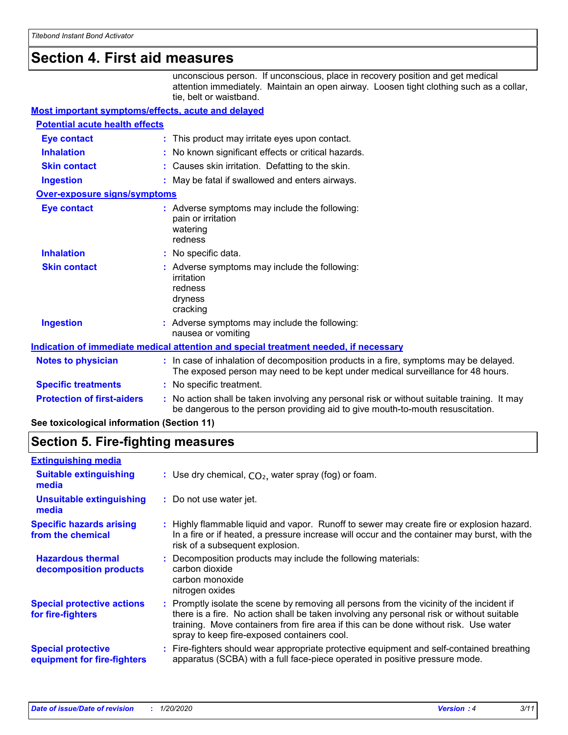## Section 4. First aid measures

unconscious person. If unconscious, place in recovery position and get medical attention immediately. Maintain an open airway. Loosen tight clothing such as a collar, tie, belt or waistband.

### Most important symptoms/effects, acute and delayed

#### Potential acute health effects

**Eye contact** : This product may irritate eyes upon contact.

**Inhalation** : No known significant effects or critical hazards.

**Skin contact** : Causes skin irritation. Defatting to the skin.

**Ingestion** : May be fatal if swallowed and enters airways.

#### Over-exposure signs/symptoms

**Eye contact** : Adverse symptoms may include the following:
pain or irritation
watering
redness

**Inhalation** : No specific data.

**Skin contact** : Adverse symptoms may include the following:
irritation
redness
dryness
cracking

**Ingestion** : Adverse symptoms may include the following:
nausea or vomiting

### Indication of immediate medical attention and special treatment needed, if necessary

**Notes to physician** : In case of inhalation of decomposition products in a fire, symptoms may be delayed. The exposed person may need to be kept under medical surveillance for 48 hours.

**Specific treatments** : No specific treatment.

**Protection of first-aiders** : No action shall be taken involving any personal risk or without suitable training. It may be dangerous to the person providing aid to give mouth-to-mouth resuscitation.

**See toxicological information (Section 11)**

## Section 5. Fire-fighting measures

### Extinguishing media

**Suitable extinguishing media** : Use dry chemical, $CO_2$, water spray (fog) or foam.

**Unsuitable extinguishing media** : Do not use water jet.

**Specific hazards arising from the chemical** : Highly flammable liquid and vapor. Runoff to sewer may create fire or explosion hazard. In a fire or if heated, a pressure increase will occur and the container may burst, with the risk of a subsequent explosion.

**Hazardous thermal decomposition products** : Decomposition products may include the following materials:
carbon dioxide
carbon monoxide
nitrogen oxides

**Special protective actions for fire-fighters** : Promptly isolate the scene by removing all persons from the vicinity of the incident if there is a fire. No action shall be taken involving any personal risk or without suitable training. Move containers from fire area if this can be done without risk. Use water spray to keep fire-exposed containers cool.

**Special protective equipment for fire-fighters** : Fire-fighters should wear appropriate protective equipment and self-contained breathing apparatus (SCBA) with a full face-piece operated in positive pressure mode.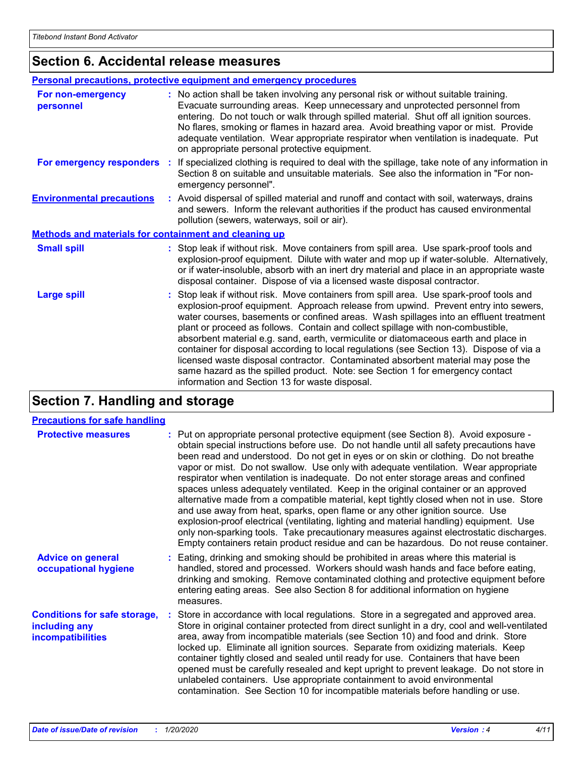## Section 6. Accidental release measures

### Personal precautions, protective equipment and emergency procedures

**For non-emergency personnel** : No action shall be taken involving any personal risk or without suitable training. Evacuate surrounding areas. Keep unnecessary and unprotected personnel from entering. Do not touch or walk through spilled material. Shut off all ignition sources. No flares, smoking or flames in hazard area. Avoid breathing vapor or mist. Provide adequate ventilation. Wear appropriate respirator when ventilation is inadequate. Put on appropriate personal protective equipment.

**For emergency responders** : If specialized clothing is required to deal with the spillage, take note of any information in Section 8 on suitable and unsuitable materials. See also the information in "For non-emergency personnel".

**Environmental precautions** : Avoid dispersal of spilled material and runoff and contact with soil, waterways, drains and sewers. Inform the relevant authorities if the product has caused environmental pollution (sewers, waterways, soil or air).

### Methods and materials for containment and cleaning up

**Small spill** : Stop leak if without risk. Move containers from spill area. Use spark-proof tools and explosion-proof equipment. Dilute with water and mop up if water-soluble. Alternatively, or if water-insoluble, absorb with an inert dry material and place in an appropriate waste disposal container. Dispose of via a licensed waste disposal contractor.

**Large spill** : Stop leak if without risk. Move containers from spill area. Use spark-proof tools and explosion-proof equipment. Approach release from upwind. Prevent entry into sewers, water courses, basements or confined areas. Wash spillages into an effluent treatment plant or proceed as follows. Contain and collect spillage with non-combustible, absorbent material e.g. sand, earth, vermiculite or diatomaceous earth and place in container for disposal according to local regulations (see Section 13). Dispose of via a licensed waste disposal contractor. Contaminated absorbent material may pose the same hazard as the spilled product. Note: see Section 1 for emergency contact information and Section 13 for waste disposal.

## Section 7. Handling and storage

### Precautions for safe handling

**Protective measures** : Put on appropriate personal protective equipment (see Section 8). Avoid exposure - obtain special instructions before use. Do not handle until all safety precautions have been read and understood. Do not get in eyes or on skin or clothing. Do not breathe vapor or mist. Do not swallow. Use only with adequate ventilation. Wear appropriate respirator when ventilation is inadequate. Do not enter storage areas and confined spaces unless adequately ventilated. Keep in the original container or an approved alternative made from a compatible material, kept tightly closed when not in use. Store and use away from heat, sparks, open flame or any other ignition source. Use explosion-proof electrical (ventilating, lighting and material handling) equipment. Use only non-sparking tools. Take precautionary measures against electrostatic discharges. Empty containers retain product residue and can be hazardous. Do not reuse container.

**Advice on general occupational hygiene** : Eating, drinking and smoking should be prohibited in areas where this material is handled, stored and processed. Workers should wash hands and face before eating, drinking and smoking. Remove contaminated clothing and protective equipment before entering eating areas. See also Section 8 for additional information on hygiene measures.

**Conditions for safe storage, including any incompatibilities** : Store in accordance with local regulations. Store in a segregated and approved area. Store in original container protected from direct sunlight in a dry, cool and well-ventilated area, away from incompatible materials (see Section 10) and food and drink. Store locked up. Eliminate all ignition sources. Separate from oxidizing materials. Keep container tightly closed and sealed until ready for use. Containers that have been opened must be carefully resealed and kept upright to prevent leakage. Do not store in unlabeled containers. Use appropriate containment to avoid environmental contamination. See Section 10 for incompatible materials before handling or use.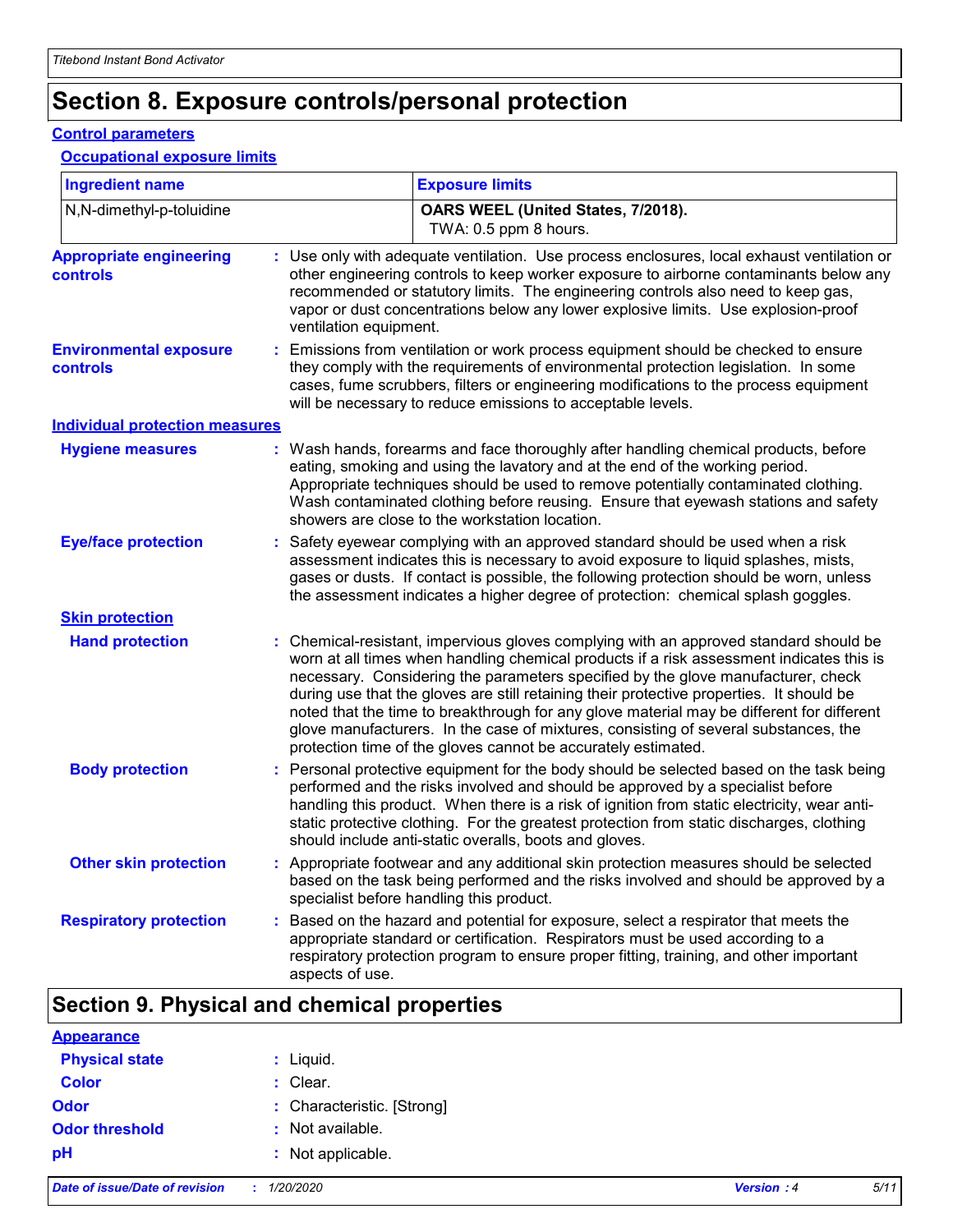# Section 8. Exposure controls/personal protection

**Control parameters**

**Occupational exposure limits**

| Ingredient name | Exposure limits |
|---|---|
| N,N-dimethyl-p-toluidine | **OARS WEEL (United States, 7/2018).** TWA: 0.5 ppm 8 hours. |

**Appropriate engineering controls** : Use only with adequate ventilation. Use process enclosures, local exhaust ventilation or other engineering controls to keep worker exposure to airborne contaminants below any recommended or statutory limits. The engineering controls also need to keep gas, vapor or dust concentrations below any lower explosive limits. Use explosion-proof ventilation equipment.

**Environmental exposure controls** : Emissions from ventilation or work process equipment should be checked to ensure they comply with the requirements of environmental protection legislation. In some cases, fume scrubbers, filters or engineering modifications to the process equipment will be necessary to reduce emissions to acceptable levels.

**Individual protection measures**

**Hygiene measures** : Wash hands, forearms and face thoroughly after handling chemical products, before eating, smoking and using the lavatory and at the end of the working period. Appropriate techniques should be used to remove potentially contaminated clothing. Wash contaminated clothing before reusing. Ensure that eyewash stations and safety showers are close to the workstation location.

**Eye/face protection** : Safety eyewear complying with an approved standard should be used when a risk assessment indicates this is necessary to avoid exposure to liquid splashes, mists, gases or dusts. If contact is possible, the following protection should be worn, unless the assessment indicates a higher degree of protection: chemical splash goggles.

**Skin protection**

**Hand protection** : Chemical-resistant, impervious gloves complying with an approved standard should be worn at all times when handling chemical products if a risk assessment indicates this is necessary. Considering the parameters specified by the glove manufacturer, check during use that the gloves are still retaining their protective properties. It should be noted that the time to breakthrough for any glove material may be different for different glove manufacturers. In the case of mixtures, consisting of several substances, the protection time of the gloves cannot be accurately estimated.

**Body protection** : Personal protective equipment for the body should be selected based on the task being performed and the risks involved and should be approved by a specialist before handling this product. When there is a risk of ignition from static electricity, wear anti-static protective clothing. For the greatest protection from static discharges, clothing should include anti-static overalls, boots and gloves.

**Other skin protection** : Appropriate footwear and any additional skin protection measures should be selected based on the task being performed and the risks involved and should be approved by a specialist before handling this product.

**Respiratory protection** : Based on the hazard and potential for exposure, select a respirator that meets the appropriate standard or certification. Respirators must be used according to a respiratory protection program to ensure proper fitting, training, and other important aspects of use.

# Section 9. Physical and chemical properties

**Appearance**

**Physical state** : Liquid.

**Color** : Clear.

**Odor** : Characteristic. [Strong]

**Odor threshold** : Not available.

**pH** : Not applicable.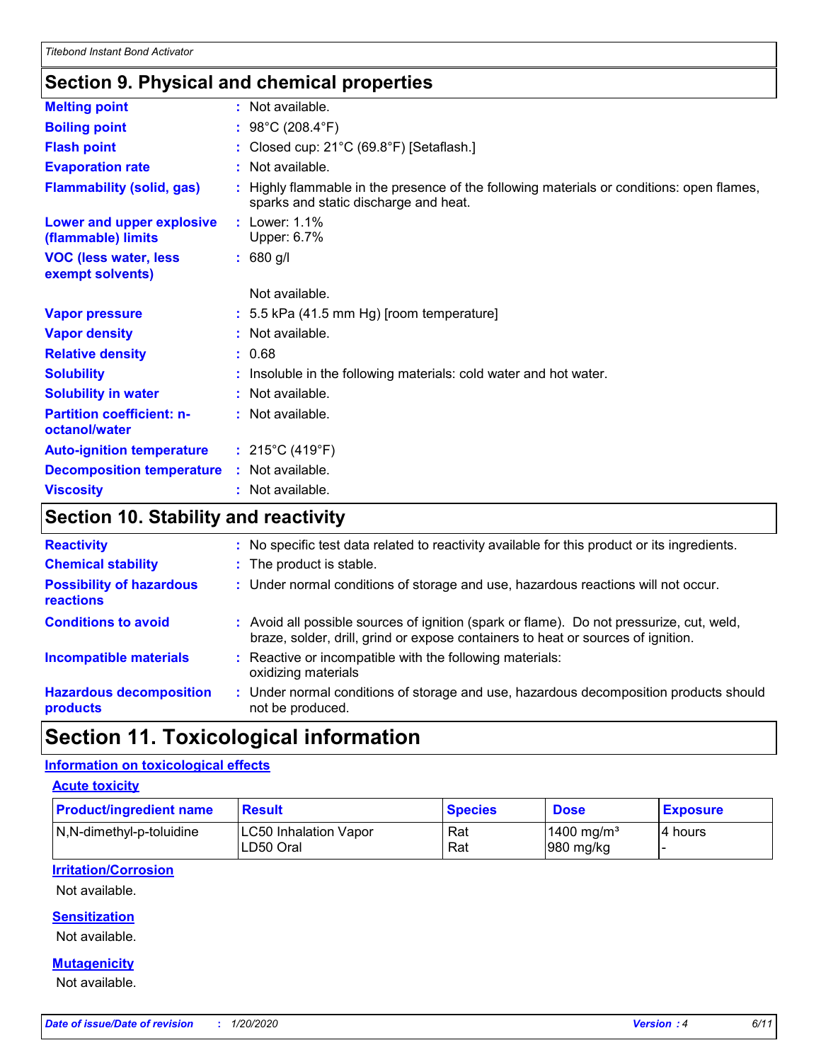## Section 9. Physical and chemical properties

| | |
|---|---|
| **Melting point** | : Not available. |
| **Boiling point** | : 98°C (208.4°F) |
| **Flash point** | : Closed cup: 21°C (69.8°F) [Setaflash.] |
| **Evaporation rate** | : Not available. |
| **Flammability (solid, gas)** | : Highly flammable in the presence of the following materials or conditions: open flames, sparks and static discharge and heat. |
| **Lower and upper explosive (flammable) limits** | : Lower: 1.1%<br>Upper: 6.7% |
| **VOC (less water, less exempt solvents)** | : 680 g/l |
| | Not available. |
| **Vapor pressure** | : 5.5 kPa (41.5 mm Hg) [room temperature] |
| **Vapor density** | : Not available. |
| **Relative density** | : 0.68 |
| **Solubility** | : Insoluble in the following materials: cold water and hot water. |
| **Solubility in water** | : Not available. |
| **Partition coefficient: n-octanol/water** | : Not available. |
| **Auto-ignition temperature** | : 215°C (419°F) |
| **Decomposition temperature** | : Not available. |
| **Viscosity** | : Not available. |

## Section 10. Stability and reactivity

| | |
|---|---|
| **Reactivity** | : No specific test data related to reactivity available for this product or its ingredients. |
| **Chemical stability** | : The product is stable. |
| **Possibility of hazardous reactions** | : Under normal conditions of storage and use, hazardous reactions will not occur. |
| **Conditions to avoid** | : Avoid all possible sources of ignition (spark or flame). Do not pressurize, cut, weld, braze, solder, drill, grind or expose containers to heat or sources of ignition. |
| **Incompatible materials** | : Reactive or incompatible with the following materials:<br>oxidizing materials |
| **Hazardous decomposition products** | : Under normal conditions of storage and use, hazardous decomposition products should not be produced. |

## Section 11. Toxicological information

### Information on toxicological effects

#### Acute toxicity

| Product/ingredient name | Result | Species | Dose | Exposure |
|---|---|---|---|---|
| N,N-dimethyl-p-toluidine | LC50 Inhalation Vapor<br>LD50 Oral | Rat<br>Rat | 1400 mg/m³<br>980 mg/kg | 4 hours<br>- |

#### Irritation/Corrosion

Not available.

#### Sensitization

Not available.

#### Mutagenicity

Not available.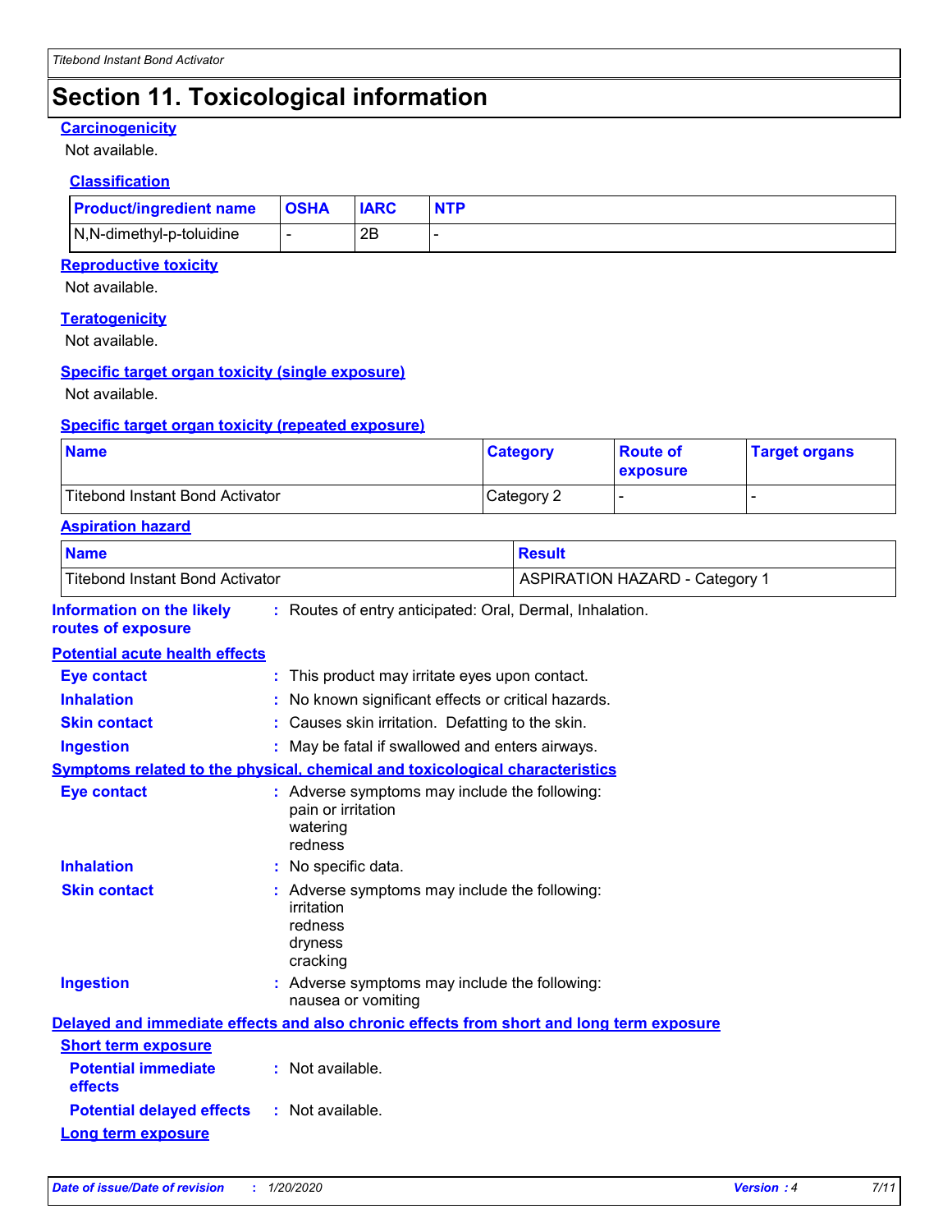# Section 11. Toxicological information

**Carcinogenicity**

Not available.

**Classification**

| Product/ingredient name | OSHA | IARC | NTP |
|---|---|---|---|
| N,N-dimethyl-p-toluidine | - | 2B | - |

**Reproductive toxicity**

Not available.

**Teratogenicity**

Not available.

**Specific target organ toxicity (single exposure)**

Not available.

**Specific target organ toxicity (repeated exposure)**

| Name | Category | Route of exposure | Target organs |
|---|---|---|---|
| Titebond Instant Bond Activator | Category 2 | - | - |

**Aspiration hazard**

| Name | Result |
|---|---|
| Titebond Instant Bond Activator | ASPIRATION HAZARD - Category 1 |

**Information on the likely routes of exposure** : Routes of entry anticipated: Oral, Dermal, Inhalation.

**Potential acute health effects**

**Eye contact** : This product may irritate eyes upon contact.

**Inhalation** : No known significant effects or critical hazards.

**Skin contact** : Causes skin irritation. Defatting to the skin.

**Ingestion** : May be fatal if swallowed and enters airways.

**Symptoms related to the physical, chemical and toxicological characteristics**

**Eye contact** : Adverse symptoms may include the following:
pain or irritation
watering
redness

**Inhalation** : No specific data.

**Skin contact** : Adverse symptoms may include the following:
irritation
redness
dryness
cracking

**Ingestion** : Adverse symptoms may include the following:
nausea or vomiting

**Delayed and immediate effects and also chronic effects from short and long term exposure**

**Short term exposure**

**Potential immediate effects** : Not available.

**Potential delayed effects** : Not available.

**Long term exposure**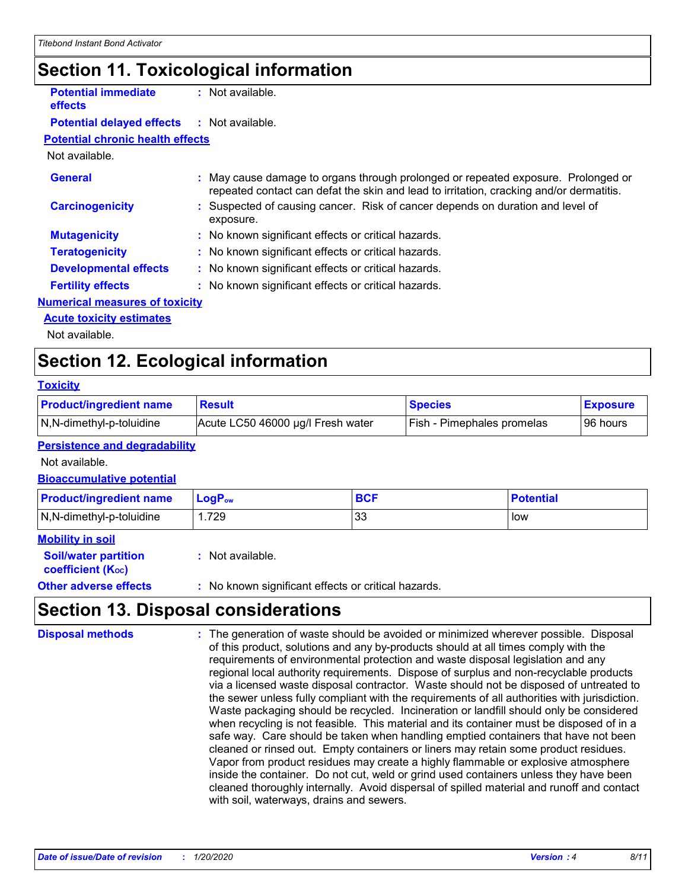## Section 11. Toxicological information

**Potential immediate effects** : Not available.

**Potential delayed effects** : Not available.

**Potential chronic health effects**

Not available.

**General** : May cause damage to organs through prolonged or repeated exposure. Prolonged or repeated contact can defat the skin and lead to irritation, cracking and/or dermatitis.

**Carcinogenicity** : Suspected of causing cancer. Risk of cancer depends on duration and level of exposure.

**Mutagenicity** : No known significant effects or critical hazards.

**Teratogenicity** : No known significant effects or critical hazards.

**Developmental effects** : No known significant effects or critical hazards.

**Fertility effects** : No known significant effects or critical hazards.

**Numerical measures of toxicity**

**Acute toxicity estimates**

Not available.

## Section 12. Ecological information

**Toxicity**

| Product/ingredient name | Result | Species | Exposure |
|---|---|---|---|
| N,N-dimethyl-p-toluidine | Acute LC50 46000 µg/l Fresh water | Fish - Pimephales promelas | 96 hours |

**Persistence and degradability**

Not available.

**Bioaccumulative potential**

| Product/ingredient name | $LogP_{ow}$ | BCF | Potential |
|---|---|---|---|
| N,N-dimethyl-p-toluidine | 1.729 | 33 | low |

**Mobility in soil**

**Soil/water partition coefficient ($K_{OC}$)** : Not available.

**Other adverse effects** : No known significant effects or critical hazards.

## Section 13. Disposal considerations

**Disposal methods** : The generation of waste should be avoided or minimized wherever possible. Disposal of this product, solutions and any by-products should at all times comply with the requirements of environmental protection and waste disposal legislation and any regional local authority requirements. Dispose of surplus and non-recyclable products via a licensed waste disposal contractor. Waste should not be disposed of untreated to the sewer unless fully compliant with the requirements of all authorities with jurisdiction. Waste packaging should be recycled. Incineration or landfill should only be considered when recycling is not feasible. This material and its container must be disposed of in a safe way. Care should be taken when handling emptied containers that have not been cleaned or rinsed out. Empty containers or liners may retain some product residues. Vapor from product residues may create a highly flammable or explosive atmosphere inside the container. Do not cut, weld or grind used containers unless they have been cleaned thoroughly internally. Avoid dispersal of spilled material and runoff and contact with soil, waterways, drains and sewers.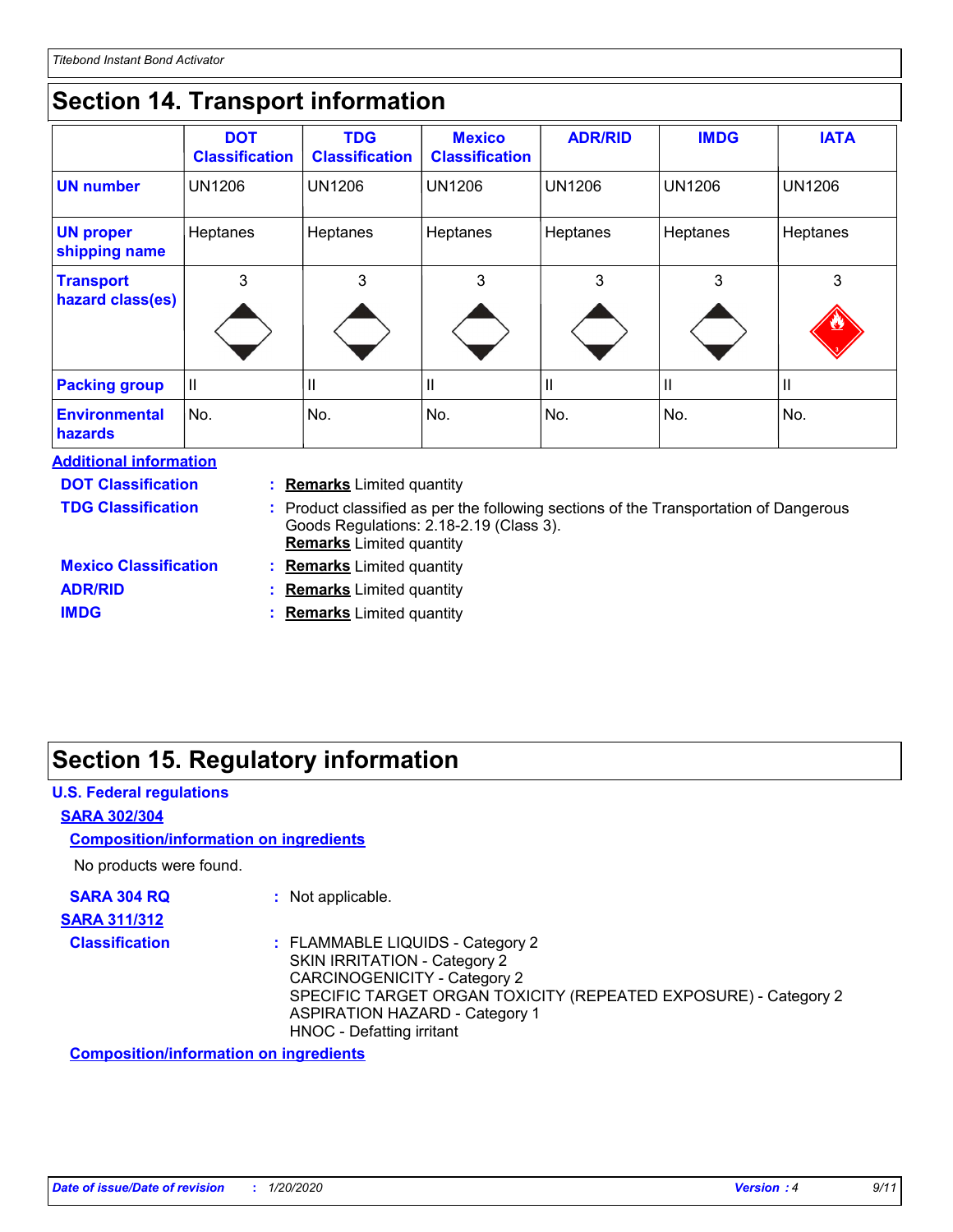## Section 14. Transport information

| | DOT Classification | TDG Classification | Mexico Classification | ADR/RID | IMDG | IATA |
|---|---|---|---|---|---|---|
| **UN number** | UN1206 | UN1206 | UN1206 | UN1206 | UN1206 | UN1206 |
| **UN proper shipping name** | Heptanes | Heptanes | Heptanes | Heptanes | Heptanes | Heptanes |
| **Transport hazard class(es)** | 3 | 3 | 3 | 3 | 3 | 3 |
| **Packing group** | II | II | II | II | II | II |
| **Environmental hazards** | No. | No. | No. | No. | No. | No. |

**Additional information**

**DOT Classification** : **Remarks** Limited quantity

**TDG Classification** : Product classified as per the following sections of the Transportation of Dangerous Goods Regulations: 2.18-2.19 (Class 3).
**Remarks** Limited quantity

**Mexico Classification** : **Remarks** Limited quantity

**ADR/RID** : **Remarks** Limited quantity

**IMDG** : **Remarks** Limited quantity

## Section 15. Regulatory information

**U.S. Federal regulations**

**SARA 302/304**

**Composition/information on ingredients**

No products were found.

**SARA 304 RQ** : Not applicable.

**SARA 311/312**

**Classification** : FLAMMABLE LIQUIDS - Category 2
SKIN IRRITATION - Category 2
CARCINOGENICITY - Category 2
SPECIFIC TARGET ORGAN TOXICITY (REPEATED EXPOSURE) - Category 2
ASPIRATION HAZARD - Category 1
HNOC - Defatting irritant

**Composition/information on ingredients**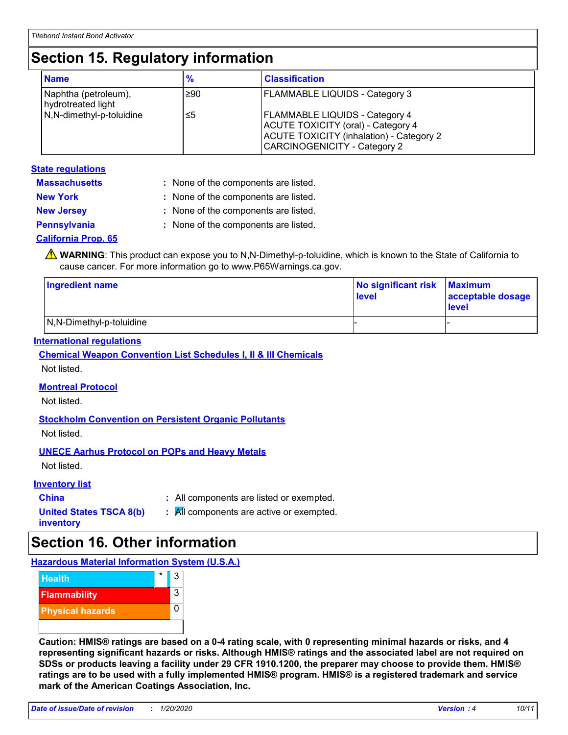# Section 15. Regulatory information

| Name | % | Classification |
| --- | --- | --- |
| Naphtha (petroleum), hydrotreated light | ≥90 | FLAMMABLE LIQUIDS - Category 3 |
| N,N-dimethyl-p-toluidine | ≤5 | FLAMMABLE LIQUIDS - Category 4<br>ACUTE TOXICITY (oral) - Category 4<br>ACUTE TOXICITY (inhalation) - Category 2<br>CARCINOGENICITY - Category 2 |

**State regulations**

**Massachusetts** : None of the components are listed.

**New York** : None of the components are listed.

**New Jersey** : None of the components are listed.

**Pennsylvania** : None of the components are listed.

**California Prop. 65**

⚠ **WARNING**: This product can expose you to N,N-Dimethyl-p-toluidine, which is known to the State of California to cause cancer. For more information go to www.P65Warnings.ca.gov.

| Ingredient name | No significant risk level | Maximum acceptable dosage level |
| --- | --- | --- |
| N,N-Dimethyl-p-toluidine | - | - |

**International regulations**

**Chemical Weapon Convention List Schedules I, II & III Chemicals**

Not listed.

**Montreal Protocol**

Not listed.

**Stockholm Convention on Persistent Organic Pollutants**

Not listed.

**UNECE Aarhus Protocol on POPs and Heavy Metals**

Not listed.

**Inventory list**

**China** : All components are listed or exempted.

**United States TSCA 8(b) inventory** : All components are active or exempted.

# Section 16. Other information

**Hazardous Material Information System (U.S.A.)**

| | | |
| --- | --- | --- |
| Health | * | 3 |
| Flammability | | 3 |
| Physical hazards | | 0 |

**Caution: HMIS® ratings are based on a 0-4 rating scale, with 0 representing minimal hazards or risks, and 4 representing significant hazards or risks. Although HMIS® ratings and the associated label are not required on SDSs or products leaving a facility under 29 CFR 1910.1200, the preparer may choose to provide them. HMIS® ratings are to be used with a fully implemented HMIS® program. HMIS® is a registered trademark and service mark of the American Coatings Association, Inc.**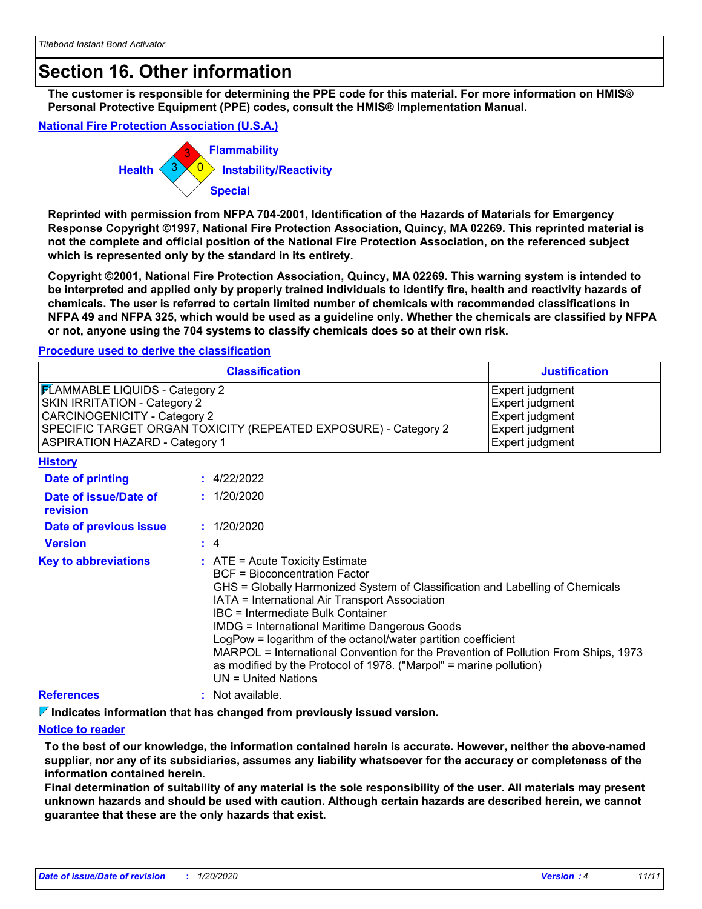# Section 16. Other information

**The customer is responsible for determining the PPE code for this material. For more information on HMIS® Personal Protective Equipment (PPE) codes, consult the HMIS® Implementation Manual.**

**National Fire Protection Association (U.S.A.)**

Flammability: 3
Health: 3
Instability/Reactivity: 0
Special

**Reprinted with permission from NFPA 704-2001, Identification of the Hazards of Materials for Emergency Response Copyright ©1997, National Fire Protection Association, Quincy, MA 02269. This reprinted material is not the complete and official position of the National Fire Protection Association, on the referenced subject which is represented only by the standard in its entirety.**

**Copyright ©2001, National Fire Protection Association, Quincy, MA 02269. This warning system is intended to be interpreted and applied only by properly trained individuals to identify fire, health and reactivity hazards of chemicals. The user is referred to certain limited number of chemicals with recommended classifications in NFPA 49 and NFPA 325, which would be used as a guideline only. Whether the chemicals are classified by NFPA or not, anyone using the 704 systems to classify chemicals does so at their own risk.**

**Procedure used to derive the classification**

| Classification | Justification |
|---|---|
| FLAMMABLE LIQUIDS - Category 2 | Expert judgment |
| SKIN IRRITATION - Category 2 | Expert judgment |
| CARCINOGENICITY - Category 2 | Expert judgment |
| SPECIFIC TARGET ORGAN TOXICITY (REPEATED EXPOSURE) - Category 2 | Expert judgment |
| ASPIRATION HAZARD - Category 1 | Expert judgment |

**History**

**Date of printing** : 4/22/2022

**Date of issue/Date of revision** : 1/20/2020

**Date of previous issue** : 1/20/2020

**Version** : 4

**Key to abbreviations** : ATE = Acute Toxicity Estimate
BCF = Bioconcentration Factor
GHS = Globally Harmonized System of Classification and Labelling of Chemicals
IATA = International Air Transport Association
IBC = Intermediate Bulk Container
IMDG = International Maritime Dangerous Goods
LogPow = logarithm of the octanol/water partition coefficient
MARPOL = International Convention for the Prevention of Pollution From Ships, 1973 as modified by the Protocol of 1978. ("Marpol" = marine pollution)
UN = United Nations

**References** : Not available.

**Indicates information that has changed from previously issued version.**

**Notice to reader**

**To the best of our knowledge, the information contained herein is accurate. However, neither the above-named supplier, nor any of its subsidiaries, assumes any liability whatsoever for the accuracy or completeness of the information contained herein.**
**Final determination of suitability of any material is the sole responsibility of the user. All materials may present unknown hazards and should be used with caution. Although certain hazards are described herein, we cannot guarantee that these are the only hazards that exist.**